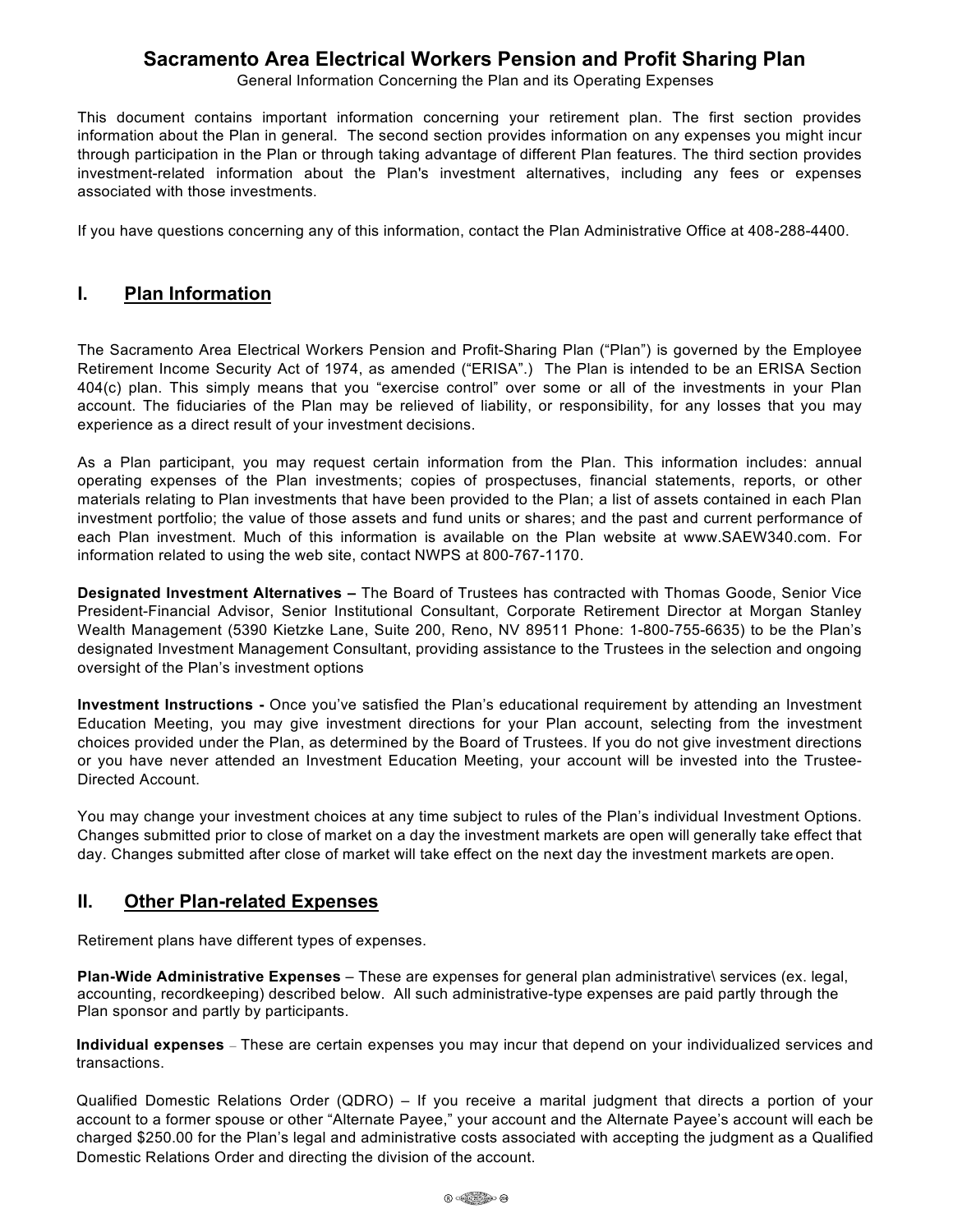# Sacramento Area Electrical Workers Pension and Profit Sharing Plan

General Information Concerning the Plan and its Operating Expenses

This document contains important information concerning your retirement plan. The first section provides information about the Plan in general. The second section provides information on any expenses you might incur through participation in the Plan or through taking advantage of different Plan features. The third section provides investment-related information about the Plan's investment alternatives, including any fees or expenses associated with those investments.

If you have questions concerning any of this information, contact the Plan Administrative Office at 408-288-4400.

## I. Plan Information

The Sacramento Area Electrical Workers Pension and Profit-Sharing Plan ("Plan") is governed by the Employee Retirement Income Security Act of 1974, as amended ("ERISA".) The Plan is intended to be an ERISA Section 404(c) plan. This simply means that you "exercise control" over some or all of the investments in your Plan account. The fiduciaries of the Plan may be relieved of liability, or responsibility, for any losses that you may experience as a direct result of your investment decisions.

As a Plan participant, you may request certain information from the Plan. This information includes: annual operating expenses of the Plan investments; copies of prospectuses, financial statements, reports, or other materials relating to Plan investments that have been provided to the Plan; a list of assets contained in each Plan investment portfolio; the value of those assets and fund units or shares; and the past and current performance of each Plan investment. Much of this information is available on the Plan website at www.SAEW340.com. For information related to using the web site, contact NWPS at 800-767-1170.

**Designated Investment Alternatives –** The Board of Trustees has contracted with Thomas Goode, Senior Vice President-Financial Advisor, Senior Institutional Consultant, Corporate Retirement Director at Morgan Stanley Wealth Management (5390 Kietzke Lane, Suite 200, Reno, NV 89511 Phone: 1-800-755-6635) to be the Plan's designated Investment Management Consultant, providing assistance to the Trustees in the selection and ongoing oversight of the Plan's investment options

**Investment Instructions -** Once you've satisfied the Plan's educational requirement by attending an Investment Education Meeting, you may give investment directions for your Plan account, selecting from the investment choices provided under the Plan, as determined by the Board of Trustees. If you do not give investment directions or you have never attended an Investment Education Meeting, your account will be invested into the Trustee-Directed Account.

You may change your investment choices at any time subject to rules of the Plan's individual Investment Options. Changes submitted prior to close of market on a day the investment markets are open will generally take effect that day. Changes submitted after close of market will take effect on the next day the investment markets are open.

## II. Other Plan-related Expenses

Retirement plans have different types of expenses.

**Plan-Wide Administrative Expenses** – These are expenses for general plan administrative\ services (ex. legal, accounting, recordkeeping) described below. All such administrative-type expenses are paid partly through the Plan sponsor and partly by participants.

**Individual expenses** – These are certain expenses you may incur that depend on your individualized services and transactions.

Qualified Domestic Relations Order (QDRO) – If you receive a marital judgment that directs a portion of your account to a former spouse or other "Alternate Payee," your account and the Alternate Payee's account will each be charged $250.00 for the Plan's legal and administrative costs associated with accepting the judgment as a Qualified Domestic Relations Order and directing the division of the account.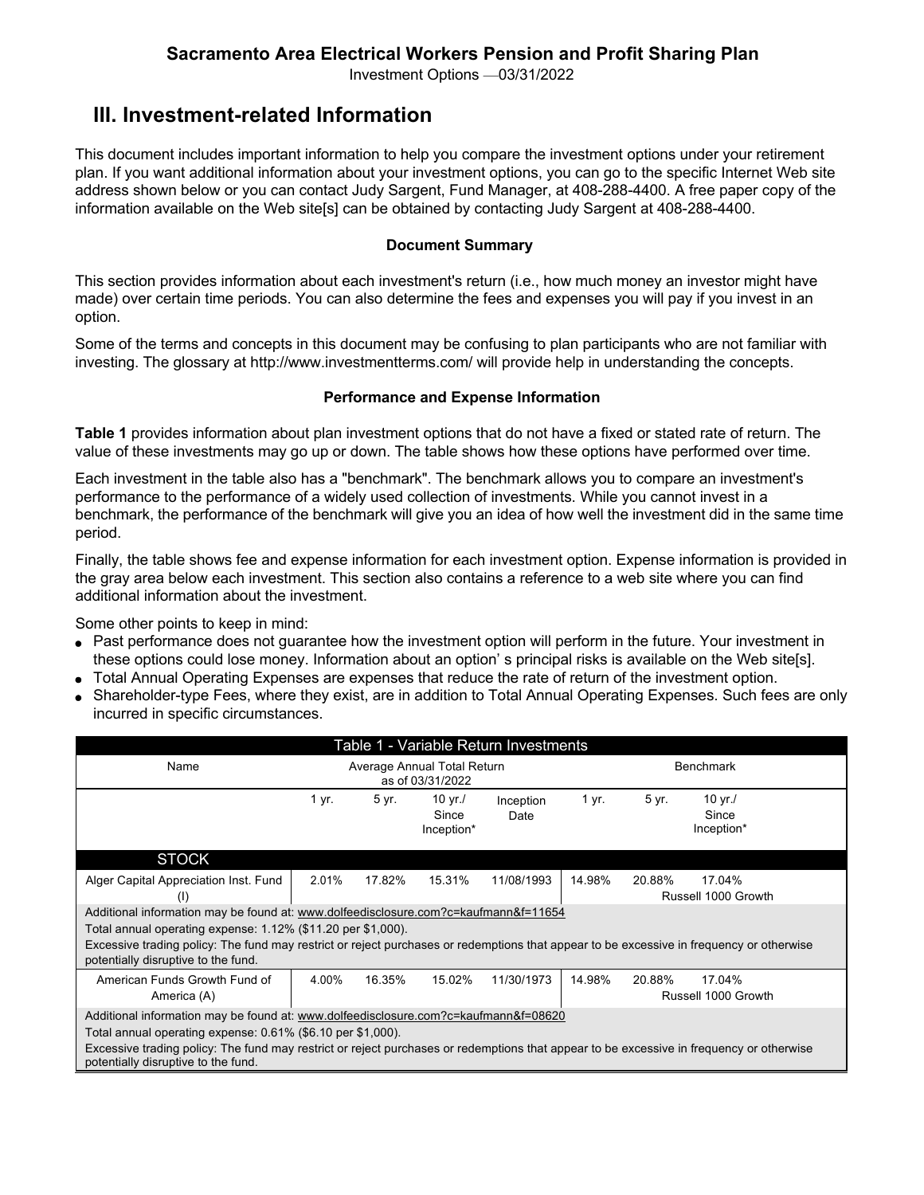## Sacramento Area Electrical Workers Pension and Profit Sharing Plan

Investment Options —03/31/2022

# III. Investment-related Information

This document includes important information to help you compare the investment options under your retirement plan. If you want additional information about your investment options, you can go to the specific Internet Web site address shown below or you can contact Judy Sargent, Fund Manager, at 408-288-4400. A free paper copy of the information available on the Web site[s] can be obtained by contacting Judy Sargent at 408-288-4400.

### Document Summary

This section provides information about each investment's return (i.e., how much money an investor might have made) over certain time periods. You can also determine the fees and expenses you will pay if you invest in an option.

Some of the terms and concepts in this document may be confusing to plan participants who are not familiar with investing. The glossary at http://www.investmentterms.com/ will provide help in understanding the concepts.

### Performance and Expense Information

**Table 1** provides information about plan investment options that do not have a fixed or stated rate of return. The value of these investments may go up or down. The table shows how these options have performed over time.

Each investment in the table also has a "benchmark". The benchmark allows you to compare an investment's performance to the performance of a widely used collection of investments. While you cannot invest in a benchmark, the performance of the benchmark will give you an idea of how well the investment did in the same time period.

Finally, the table shows fee and expense information for each investment option. Expense information is provided in the gray area below each investment. This section also contains a reference to a web site where you can find additional information about the investment.

Some other points to keep in mind:

- Past performance does not guarantee how the investment option will perform in the future. Your investment in these options could lose money. Information about an option' s principal risks is available on the Web site[s].
- Total Annual Operating Expenses are expenses that reduce the rate of return of the investment option.
- Shareholder-type Fees, where they exist, are in addition to Total Annual Operating Expenses. Such fees are only incurred in specific circumstances.

| Table 1 - Variable Return Investments | | | | | | | |
|---|---|---|---|---|---|---|---|
| Name | Average Annual Total Return as of 03/31/2022 | | | | Benchmark | | |
| | 1 yr. | 5 yr. | 10 yr./ Since Inception* | Inception Date | 1 yr. | 5 yr. | 10 yr./ Since Inception* |
| **STOCK** | | | | | | | |
| Alger Capital Appreciation Inst. Fund (I) | 2.01% | 17.82% | 15.31% | 11/08/1993 | 14.98% | 20.88% | 17.04% Russell 1000 Growth |
| Additional information may be found at: www.dolfeedisclosure.com?c=kaufmann&f=11654<br>Total annual operating expense: 1.12% ($11.20 per $1,000).<br>Excessive trading policy: The fund may restrict or reject purchases or redemptions that appear to be excessive in frequency or otherwise potentially disruptive to the fund. | | | | | | | |
| American Funds Growth Fund of America (A) | 4.00% | 16.35% | 15.02% | 11/30/1973 | 14.98% | 20.88% | 17.04% Russell 1000 Growth |
| Additional information may be found at: www.dolfeedisclosure.com?c=kaufmann&f=08620<br>Total annual operating expense: 0.61% ($6.10 per $1,000).<br>Excessive trading policy: The fund may restrict or reject purchases or redemptions that appear to be excessive in frequency or otherwise potentially disruptive to the fund. | | | | | | | |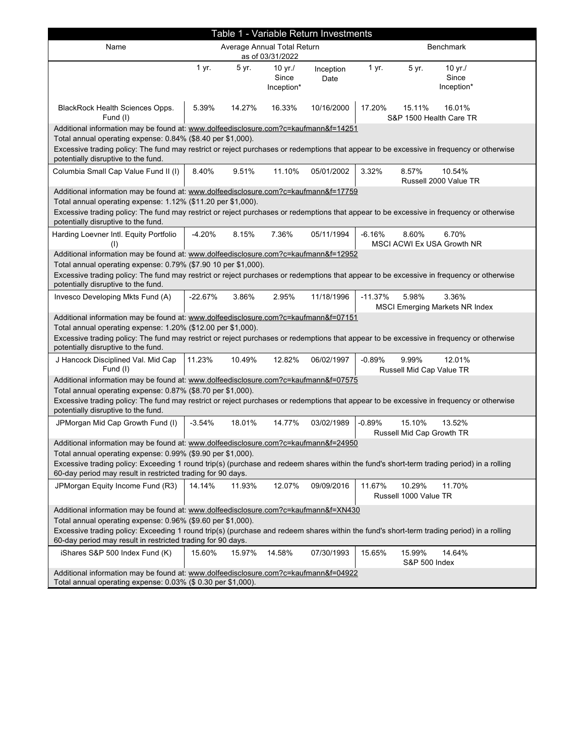## Table 1 - Variable Return Investments

| Name | Average Annual Total Return as of 03/31/2022 | | | | Benchmark | | | |
|---|---|---|---|---|---|---|---|---|
| | 1 yr. | 5 yr. | 10 yr./ Since Inception* | Inception Date | 1 yr. | 5 yr. | 10 yr./ Since Inception* | Benchmark Name |
| BlackRock Health Sciences Opps. Fund (I) | 5.39% | 14.27% | 16.33% | 10/16/2000 | 17.20% | 15.11% | 16.01% | S&P 1500 Health Care TR |
| Columbia Small Cap Value Fund II (I) | 8.40% | 9.51% | 11.10% | 05/01/2002 | 3.32% | 8.57% | 10.54% | Russell 2000 Value TR |
| Harding Loevner Intl. Equity Portfolio (I) | -4.20% | 8.15% | 7.36% | 05/11/1994 | -6.16% | 8.60% | 6.70% | MSCI ACWI Ex USA Growth NR |
| Invesco Developing Mkts Fund (A) | -22.67% | 3.86% | 2.95% | 11/18/1996 | -11.37% | 5.98% | 3.36% | MSCI Emerging Markets NR Index |
| J Hancock Disciplined Val. Mid Cap Fund (I) | 11.23% | 10.49% | 12.82% | 06/02/1997 | -0.89% | 9.99% | 12.01% | Russell Mid Cap Value TR |
| JPMorgan Mid Cap Growth Fund (I) | -3.54% | 18.01% | 14.77% | 03/02/1989 | -0.89% | 15.10% | 13.52% | Russell Mid Cap Growth TR |
| JPMorgan Equity Income Fund (R3) | 14.14% | 11.93% | 12.07% | 09/09/2016 | 11.67% | 10.29% | 11.70% | Russell 1000 Value TR |
| iShares S&P 500 Index Fund (K) | 15.60% | 15.97% | 14.58% | 07/30/1993 | 15.65% | 15.99% | 14.64% | S&P 500 Index |

**BlackRock Health Sciences Opps. Fund (I)**

Additional information may be found at: www.dolfeedisclosure.com?c=kaufmann&f=14251

Total annual operating expense: 0.84% ($8.40 per $1,000).

Excessive trading policy: The fund may restrict or reject purchases or redemptions that appear to be excessive in frequency or otherwise potentially disruptive to the fund.

**Columbia Small Cap Value Fund II (I)**

Additional information may be found at: www.dolfeedisclosure.com?c=kaufmann&f=17759

Total annual operating expense: 1.12% ($11.20 per $1,000).

Excessive trading policy: The fund may restrict or reject purchases or redemptions that appear to be excessive in frequency or otherwise potentially disruptive to the fund.

**Harding Loevner Intl. Equity Portfolio (I)**

Additional information may be found at: www.dolfeedisclosure.com?c=kaufmann&f=12952

Total annual operating expense: 0.79% ($7.90 10 per $1,000).

Excessive trading policy: The fund may restrict or reject purchases or redemptions that appear to be excessive in frequency or otherwise potentially disruptive to the fund.

**Invesco Developing Mkts Fund (A)**

Additional information may be found at: www.dolfeedisclosure.com?c=kaufmann&f=07151

Total annual operating expense: 1.20% ($12.00 per $1,000).

Excessive trading policy: The fund may restrict or reject purchases or redemptions that appear to be excessive in frequency or otherwise potentially disruptive to the fund.

**J Hancock Disciplined Val. Mid Cap Fund (I)**

Additional information may be found at: www.dolfeedisclosure.com?c=kaufmann&f=07575

Total annual operating expense: 0.87% ($8.70 per $1,000).

Excessive trading policy: The fund may restrict or reject purchases or redemptions that appear to be excessive in frequency or otherwise potentially disruptive to the fund.

**JPMorgan Mid Cap Growth Fund (I)**

Additional information may be found at: www.dolfeedisclosure.com?c=kaufmann&f=24950

Total annual operating expense: 0.99% ($9.90 per $1,000).

Excessive trading policy: Exceeding 1 round trip(s) (purchase and redeem shares within the fund's short-term trading period) in a rolling 60-day period may result in restricted trading for 90 days.

**JPMorgan Equity Income Fund (R3)**

Additional information may be found at: www.dolfeedisclosure.com?c=kaufmann&f=XN430

Total annual operating expense: 0.96% ($9.60 per $1,000).

Excessive trading policy: Exceeding 1 round trip(s) (purchase and redeem shares within the fund's short-term trading period) in a rolling 60-day period may result in restricted trading for 90 days.

**iShares S&P 500 Index Fund (K)**

Additional information may be found at: www.dolfeedisclosure.com?c=kaufmann&f=04922

Total annual operating expense: 0.03% ($ 0.30 per $1,000).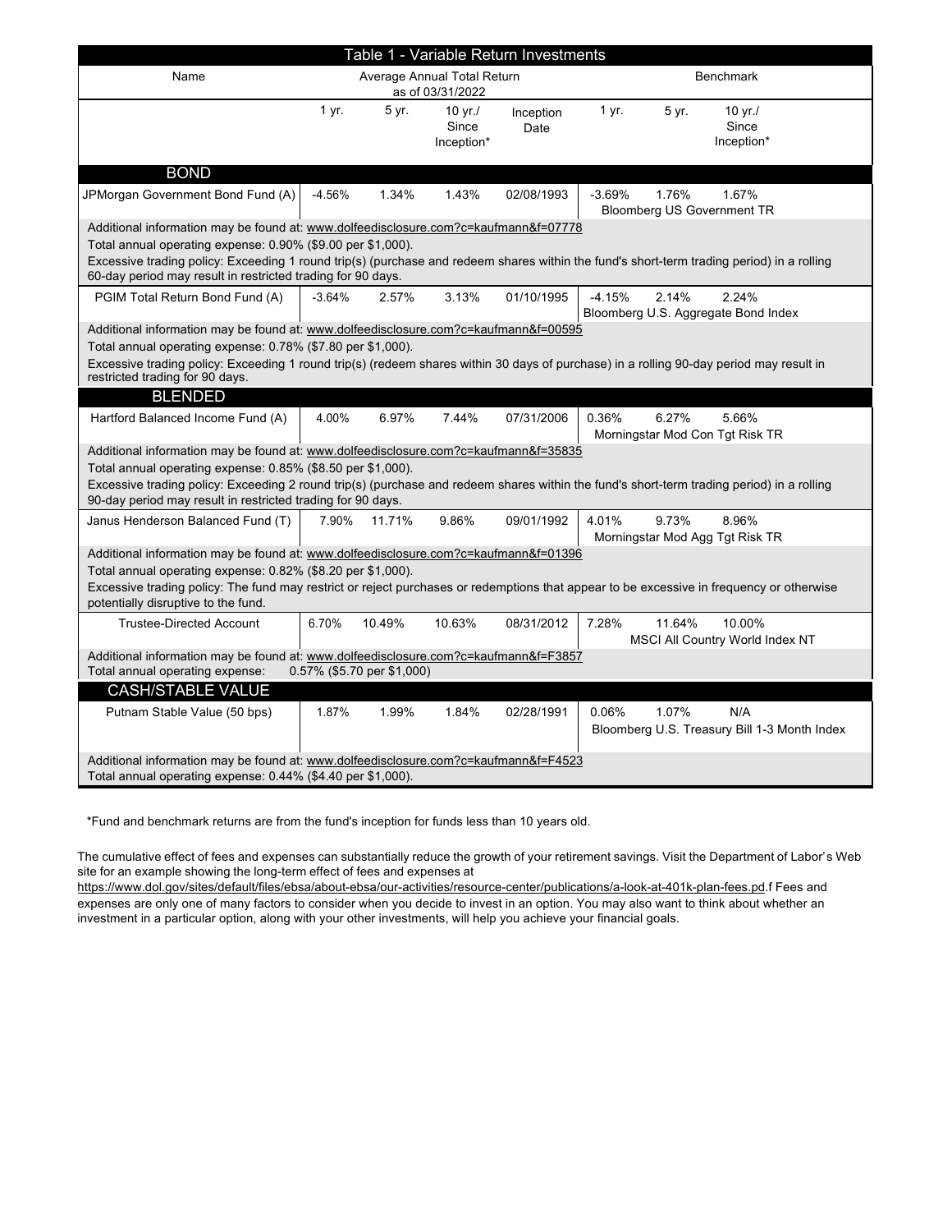## Table 1 - Variable Return Investments

| Name | Average Annual Total Return as of 03/31/2022 | | | | Benchmark | | |
|---|---|---|---|---|---|---|---|
| | 1 yr. | 5 yr. | 10 yr./ Since Inception* | Inception Date | 1 yr. | 5 yr. | 10 yr./ Since Inception* |
| **BOND** | | | | | | | |
| JPMorgan Government Bond Fund (A) | -4.56% | 1.34% | 1.43% | 02/08/1993 | -3.69% | 1.76% | 1.67% |
| | | | | | Bloomberg US Government TR | | |
| Additional information may be found at: www.dolfeedisclosure.com?c=kaufmann&f=07778<br>Total annual operating expense: 0.90% ($9.00 per $1,000).<br>Excessive trading policy: Exceeding 1 round trip(s) (purchase and redeem shares within the fund's short-term trading period) in a rolling 60-day period may result in restricted trading for 90 days. | | | | | | | |
| PGIM Total Return Bond Fund (A) | -3.64% | 2.57% | 3.13% | 01/10/1995 | -4.15% | 2.14% | 2.24% |
| | | | | | Bloomberg U.S. Aggregate Bond Index | | |
| Additional information may be found at: www.dolfeedisclosure.com?c=kaufmann&f=00595<br>Total annual operating expense: 0.78% ($7.80 per $1,000).<br>Excessive trading policy: Exceeding 1 round trip(s) (redeem shares within 30 days of purchase) in a rolling 90-day period may result in restricted trading for 90 days. | | | | | | | |
| **BLENDED** | | | | | | | |
| Hartford Balanced Income Fund (A) | 4.00% | 6.97% | 7.44% | 07/31/2006 | 0.36% | 6.27% | 5.66% |
| | | | | | Morningstar Mod Con Tgt Risk TR | | |
| Additional information may be found at: www.dolfeedisclosure.com?c=kaufmann&f=35835<br>Total annual operating expense: 0.85% ($8.50 per $1,000).<br>Excessive trading policy: Exceeding 2 round trip(s) (purchase and redeem shares within the fund's short-term trading period) in a rolling 90-day period may result in restricted trading for 90 days. | | | | | | | |
| Janus Henderson Balanced Fund (T) | 7.90% | 11.71% | 9.86% | 09/01/1992 | 4.01% | 9.73% | 8.96% |
| | | | | | Morningstar Mod Agg Tgt Risk TR | | |
| Additional information may be found at: www.dolfeedisclosure.com?c=kaufmann&f=01396<br>Total annual operating expense: 0.82% ($8.20 per $1,000).<br>Excessive trading policy: The fund may restrict or reject purchases or redemptions that appear to be excessive in frequency or otherwise potentially disruptive to the fund. | | | | | | | |
| Trustee-Directed Account | 6.70% | 10.49% | 10.63% | 08/31/2012 | 7.28% | 11.64% | 10.00% |
| | | | | | MSCI All Country World Index NT | | |
| Additional information may be found at: www.dolfeedisclosure.com?c=kaufmann&f=F3857<br>Total annual operating expense: 0.57% ($5.70 per $1,000) | | | | | | | |
| **CASH/STABLE VALUE** | | | | | | | |
| Putnam Stable Value (50 bps) | 1.87% | 1.99% | 1.84% | 02/28/1991 | 0.06% | 1.07% | N/A |
| | | | | | Bloomberg U.S. Treasury Bill 1-3 Month Index | | |
| Additional information may be found at: www.dolfeedisclosure.com?c=kaufmann&f=F4523<br>Total annual operating expense: 0.44% ($4.40 per $1,000). | | | | | | | |

*Fund and benchmark returns are from the fund's inception for funds less than 10 years old.

The cumulative effect of fees and expenses can substantially reduce the growth of your retirement savings. Visit the Department of Labor's Web site for an example showing the long-term effect of fees and expenses at https://www.dol.gov/sites/default/files/ebsa/about-ebsa/our-activities/resource-center/publications/a-look-at-401k-plan-fees.pd.f Fees and expenses are only one of many factors to consider when you decide to invest in an option. You may also want to think about whether an investment in a particular option, along with your other investments, will help you achieve your financial goals.